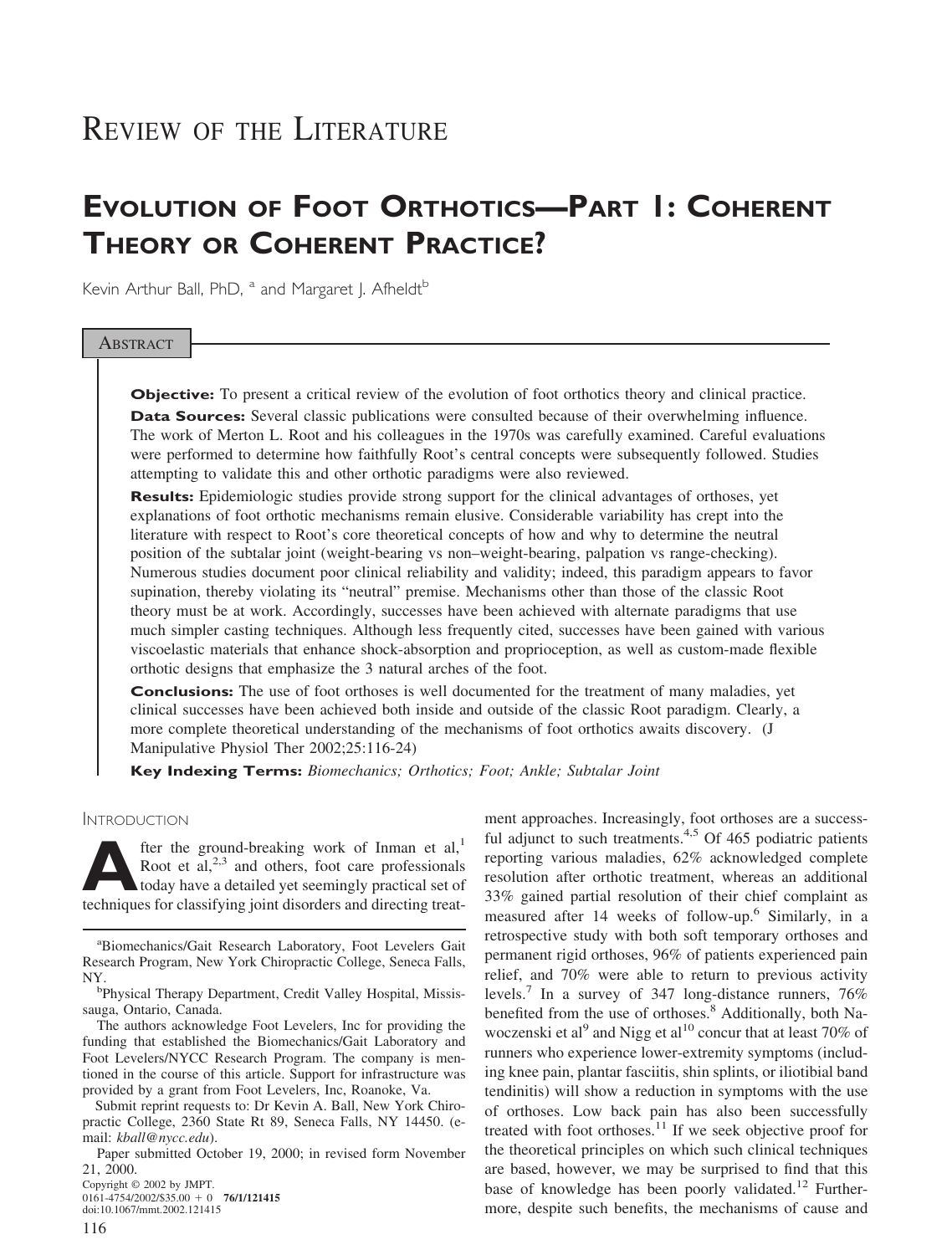# Review of the Literature

# Evolution of Foot Orthotics—Part 1: Coherent Theory or Coherent Practice?

Kevin Arthur Ball, PhD,[a] and Margaret J. Afheldt[b]

## Abstract

**Objective:** To present a critical review of the evolution of foot orthotics theory and clinical practice.

**Data Sources:** Several classic publications were consulted because of their overwhelming influence. The work of Merton L. Root and his colleagues in the 1970s was carefully examined. Careful evaluations were performed to determine how faithfully Root's central concepts were subsequently followed. Studies attempting to validate this and other orthotic paradigms were also reviewed.

**Results:** Epidemiologic studies provide strong support for the clinical advantages of orthoses, yet explanations of foot orthotic mechanisms remain elusive. Considerable variability has crept into the literature with respect to Root's core theoretical concepts of how and why to determine the neutral position of the subtalar joint (weight-bearing vs non–weight-bearing, palpation vs range-checking). Numerous studies document poor clinical reliability and validity; indeed, this paradigm appears to favor supination, thereby violating its "neutral" premise. Mechanisms other than those of the classic Root theory must be at work. Accordingly, successes have been achieved with alternate paradigms that use much simpler casting techniques. Although less frequently cited, successes have been gained with various viscoelastic materials that enhance shock-absorption and proprioception, as well as custom-made flexible orthotic designs that emphasize the 3 natural arches of the foot.

**Conclusions:** The use of foot orthoses is well documented for the treatment of many maladies, yet clinical successes have been achieved both inside and outside of the classic Root paradigm. Clearly, a more complete theoretical understanding of the mechanisms of foot orthotics awaits discovery. (J Manipulative Physiol Ther 2002;25:116-24)

**Key Indexing Terms:** *Biomechanics; Orthotics; Foot; Ankle; Subtalar Joint*

## Introduction

After the ground-breaking work of Inman et al,[1] Root et al,[2,3] and others, foot care professionals today have a detailed yet seemingly practical set of techniques for classifying joint disorders and directing treatment approaches. Increasingly, foot orthoses are a successful adjunct to such treatments.[4,5] Of 465 podiatric patients reporting various maladies, 62% acknowledged complete resolution after orthotic treatment, whereas an additional 33% gained partial resolution of their chief complaint as measured after 14 weeks of follow-up.[6] Similarly, in a retrospective study with both soft temporary orthoses and permanent rigid orthoses, 96% of patients experienced pain relief, and 70% were able to return to previous activity levels.[7] In a survey of 347 long-distance runners, 76% benefited from the use of orthoses.[8] Additionally, both Nawoczenski et al[9] and Nigg et al[10] concur that at least 70% of runners who experience lower-extremity symptoms (including knee pain, plantar fasciitis, shin splints, or iliotibial band tendinitis) will show a reduction in symptoms with the use of orthoses. Low back pain has also been successfully treated with foot orthoses.[11] If we seek objective proof for the theoretical principles on which such clinical techniques are based, however, we may be surprised to find that this base of knowledge has been poorly validated.[12] Furthermore, despite such benefits, the mechanisms of cause and

---

[a] Biomechanics/Gait Research Laboratory, Foot Levelers Gait Research Program, New York Chiropractic College, Seneca Falls, NY.

[b] Physical Therapy Department, Credit Valley Hospital, Mississauga, Ontario, Canada.

The authors acknowledge Foot Levelers, Inc for providing the funding that established the Biomechanics/Gait Laboratory and Foot Levelers/NYCC Research Program. The company is mentioned in the course of this article. Support for infrastructure was provided by a grant from Foot Levelers, Inc, Roanoke, Va.

Submit reprint requests to: Dr Kevin A. Ball, New York Chiropractic College, 2360 State Rt 89, Seneca Falls, NY 14450. (e-mail: *kball@nycc.edu*).

Paper submitted October 19, 2000; in revised form November 21, 2000.

Copyright © 2002 by JMPT.
0161-4754/2002/$35.00 + 0 **76/1/121415**
doi:10.1067/mmt.2002.121415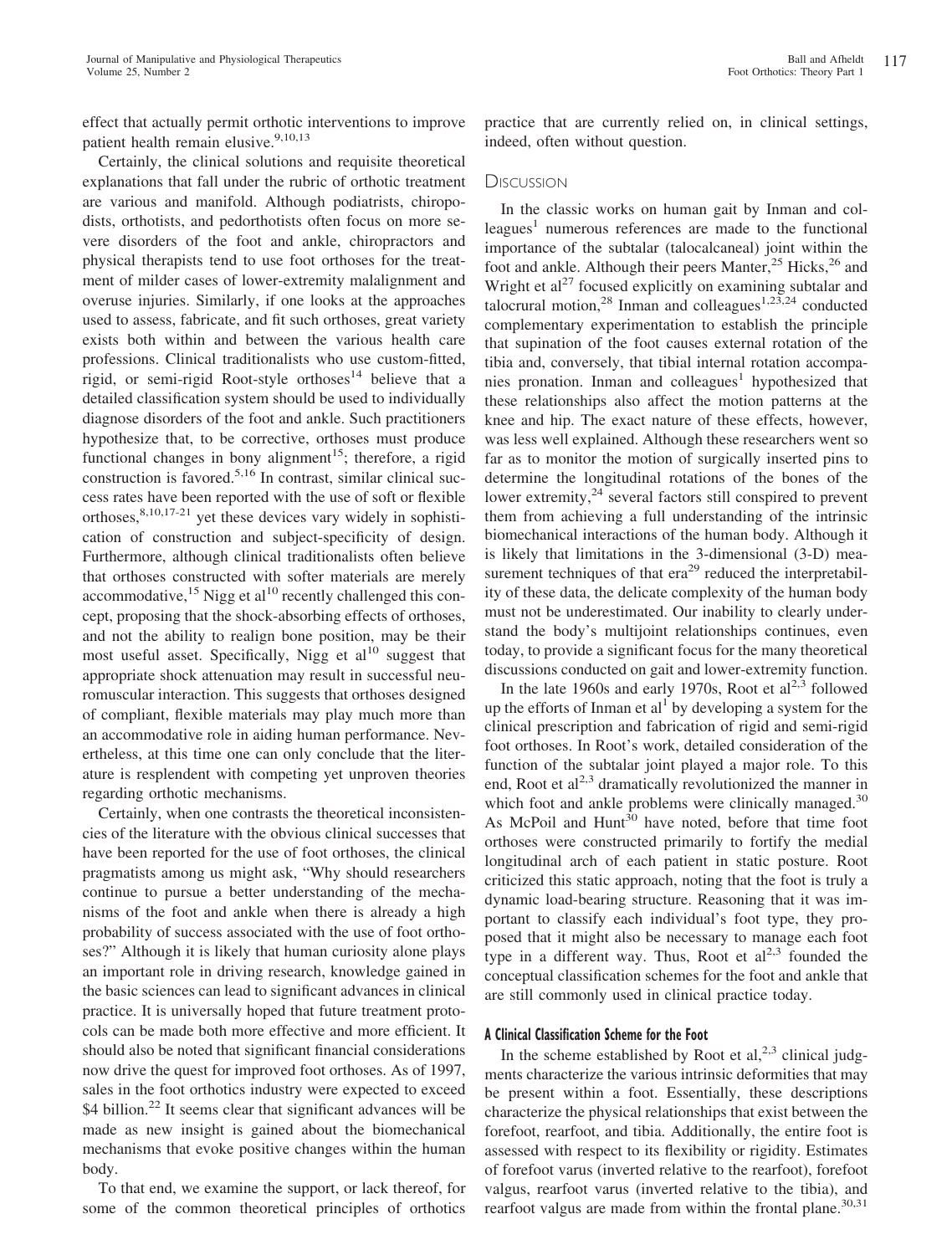effect that actually permit orthotic interventions to improve patient health remain elusive.[9,10,13]

Certainly, the clinical solutions and requisite theoretical explanations that fall under the rubric of orthotic treatment are various and manifold. Although podiatrists, chiropodists, orthotists, and pedorthotists often focus on more severe disorders of the foot and ankle, chiropractors and physical therapists tend to use foot orthoses for the treatment of milder cases of lower-extremity malalignment and overuse injuries. Similarly, if one looks at the approaches used to assess, fabricate, and fit such orthoses, great variety exists both within and between the various health care professions. Clinical traditionalists who use custom-fitted, rigid, or semi-rigid Root-style orthoses[14] believe that a detailed classification system should be used to individually diagnose disorders of the foot and ankle. Such practitioners hypothesize that, to be corrective, orthoses must produce functional changes in bony alignment[15]; therefore, a rigid construction is favored.[5,16] In contrast, similar clinical success rates have been reported with the use of soft or flexible orthoses,[8,10,17-21] yet these devices vary widely in sophistication of construction and subject-specificity of design. Furthermore, although clinical traditionalists often believe that orthoses constructed with softer materials are merely accommodative,[15] Nigg et al[10] recently challenged this concept, proposing that the shock-absorbing effects of orthoses, and not the ability to realign bone position, may be their most useful asset. Specifically, Nigg et al[10] suggest that appropriate shock attenuation may result in successful neuromuscular interaction. This suggests that orthoses designed of compliant, flexible materials may play much more than an accommodative role in aiding human performance. Nevertheless, at this time one can only conclude that the literature is resplendent with competing yet unproven theories regarding orthotic mechanisms.

Certainly, when one contrasts the theoretical inconsistencies of the literature with the obvious clinical successes that have been reported for the use of foot orthoses, the clinical pragmatists among us might ask, "Why should researchers continue to pursue a better understanding of the mechanisms of the foot and ankle when there is already a high probability of success associated with the use of foot orthoses?" Although it is likely that human curiosity alone plays an important role in driving research, knowledge gained in the basic sciences can lead to significant advances in clinical practice. It is universally hoped that future treatment protocols can be made both more effective and more efficient. It should also be noted that significant financial considerations now drive the quest for improved foot orthoses. As of 1997, sales in the foot orthotics industry were expected to exceed \$4 billion.[22] It seems clear that significant advances will be made as new insight is gained about the biomechanical mechanisms that evoke positive changes within the human body.

To that end, we examine the support, or lack thereof, for some of the common theoretical principles of orthotics practice that are currently relied on, in clinical settings, indeed, often without question.

## Discussion

In the classic works on human gait by Inman and colleagues[1] numerous references are made to the functional importance of the subtalar (talocalcaneal) joint within the foot and ankle. Although their peers Manter,[25] Hicks,[26] and Wright et al[27] focused explicitly on examining subtalar and talocrural motion,[28] Inman and colleagues[1,23,24] conducted complementary experimentation to establish the principle that supination of the foot causes external rotation of the tibia and, conversely, that tibial internal rotation accompanies pronation. Inman and colleagues[1] hypothesized that these relationships also affect the motion patterns at the knee and hip. The exact nature of these effects, however, was less well explained. Although these researchers went so far as to monitor the motion of surgically inserted pins to determine the longitudinal rotations of the bones of the lower extremity,[24] several factors still conspired to prevent them from achieving a full understanding of the intrinsic biomechanical interactions of the human body. Although it is likely that limitations in the 3-dimensional (3-D) measurement techniques of that era[29] reduced the interpretability of these data, the delicate complexity of the human body must not be underestimated. Our inability to clearly understand the body's multijoint relationships continues, even today, to provide a significant focus for the many theoretical discussions conducted on gait and lower-extremity function.

In the late 1960s and early 1970s, Root et al[2,3] followed up the efforts of Inman et al[1] by developing a system for the clinical prescription and fabrication of rigid and semi-rigid foot orthoses. In Root's work, detailed consideration of the function of the subtalar joint played a major role. To this end, Root et al[2,3] dramatically revolutionized the manner in which foot and ankle problems were clinically managed.[30] As McPoil and Hunt[30] have noted, before that time foot orthoses were constructed primarily to fortify the medial longitudinal arch of each patient in static posture. Root criticized this static approach, noting that the foot is truly a dynamic load-bearing structure. Reasoning that it was important to classify each individual's foot type, they proposed that it might also be necessary to manage each foot type in a different way. Thus, Root et al[2,3] founded the conceptual classification schemes for the foot and ankle that are still commonly used in clinical practice today.

### A Clinical Classification Scheme for the Foot

In the scheme established by Root et al,[2,3] clinical judgments characterize the various intrinsic deformities that may be present within a foot. Essentially, these descriptions characterize the physical relationships that exist between the forefoot, rearfoot, and tibia. Additionally, the entire foot is assessed with respect to its flexibility or rigidity. Estimates of forefoot varus (inverted relative to the rearfoot), forefoot valgus, rearfoot varus (inverted relative to the tibia), and rearfoot valgus are made from within the frontal plane.[30,31]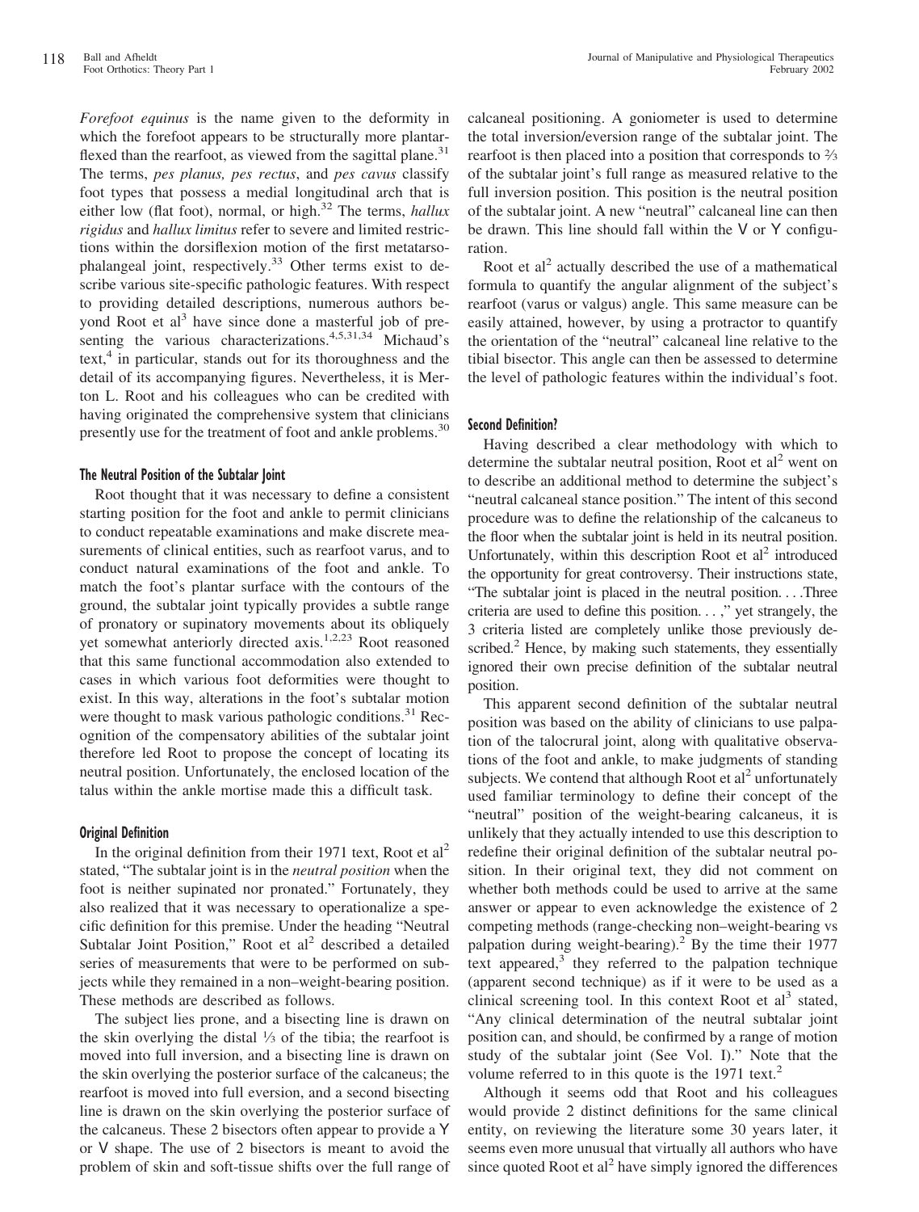*Forefoot equinus* is the name given to the deformity in which the forefoot appears to be structurally more plantarflexed than the rearfoot, as viewed from the sagittal plane.[31] The terms, *pes planus, pes rectus*, and *pes cavus* classify foot types that possess a medial longitudinal arch that is either low (flat foot), normal, or high.[32] The terms, *hallux rigidus* and *hallux limitus* refer to severe and limited restrictions within the dorsiflexion motion of the first metatarsophalangeal joint, respectively.[33] Other terms exist to describe various site-specific pathologic features. With respect to providing detailed descriptions, numerous authors beyond Root et al[3] have since done a masterful job of presenting the various characterizations.[4,5,31,34] Michaud's text,[4] in particular, stands out for its thoroughness and the detail of its accompanying figures. Nevertheless, it is Merton L. Root and his colleagues who can be credited with having originated the comprehensive system that clinicians presently use for the treatment of foot and ankle problems.[30]

### The Neutral Position of the Subtalar Joint

Root thought that it was necessary to define a consistent starting position for the foot and ankle to permit clinicians to conduct repeatable examinations and make discrete measurements of clinical entities, such as rearfoot varus, and to conduct natural examinations of the foot and ankle. To match the foot's plantar surface with the contours of the ground, the subtalar joint typically provides a subtle range of pronatory or supinatory movements about its obliquely yet somewhat anteriorly directed axis.[1,2,23] Root reasoned that this same functional accommodation also extended to cases in which various foot deformities were thought to exist. In this way, alterations in the foot's subtalar motion were thought to mask various pathologic conditions.[31] Recognition of the compensatory abilities of the subtalar joint therefore led Root to propose the concept of locating its neutral position. Unfortunately, the enclosed location of the talus within the ankle mortise made this a difficult task.

### Original Definition

In the original definition from their 1971 text, Root et al[2] stated, "The subtalar joint is in the *neutral position* when the foot is neither supinated nor pronated." Fortunately, they also realized that it was necessary to operationalize a specific definition for this premise. Under the heading "Neutral Subtalar Joint Position," Root et al[2] described a detailed series of measurements that were to be performed on subjects while they remained in a non–weight-bearing position. These methods are described as follows.

The subject lies prone, and a bisecting line is drawn on the skin overlying the distal ⅓ of the tibia; the rearfoot is moved into full inversion, and a bisecting line is drawn on the skin overlying the posterior surface of the calcaneus; the rearfoot is moved into full eversion, and a second bisecting line is drawn on the skin overlying the posterior surface of the calcaneus. These 2 bisectors often appear to provide a Y or V shape. The use of 2 bisectors is meant to avoid the problem of skin and soft-tissue shifts over the full range of calcaneal positioning. A goniometer is used to determine the total inversion/eversion range of the subtalar joint. The rearfoot is then placed into a position that corresponds to ⅔ of the subtalar joint's full range as measured relative to the full inversion position. This position is the neutral position of the subtalar joint. A new "neutral" calcaneal line can then be drawn. This line should fall within the V or Y configuration.

Root et al[2] actually described the use of a mathematical formula to quantify the angular alignment of the subject's rearfoot (varus or valgus) angle. This same measure can be easily attained, however, by using a protractor to quantify the orientation of the "neutral" calcaneal line relative to the tibial bisector. This angle can then be assessed to determine the level of pathologic features within the individual's foot.

### Second Definition?

Having described a clear methodology with which to determine the subtalar neutral position, Root et al[2] went on to describe an additional method to determine the subject's "neutral calcaneal stance position." The intent of this second procedure was to define the relationship of the calcaneus to the floor when the subtalar joint is held in its neutral position. Unfortunately, within this description Root et al[2] introduced the opportunity for great controversy. Their instructions state, "The subtalar joint is placed in the neutral position. . . .Three criteria are used to define this position. . . ," yet strangely, the 3 criteria listed are completely unlike those previously described.[2] Hence, by making such statements, they essentially ignored their own precise definition of the subtalar neutral position.

This apparent second definition of the subtalar neutral position was based on the ability of clinicians to use palpation of the talocrural joint, along with qualitative observations of the foot and ankle, to make judgments of standing subjects. We contend that although Root et al[2] unfortunately used familiar terminology to define their concept of the "neutral" position of the weight-bearing calcaneus, it is unlikely that they actually intended to use this description to redefine their original definition of the subtalar neutral position. In their original text, they did not comment on whether both methods could be used to arrive at the same answer or appear to even acknowledge the existence of 2 competing methods (range-checking non–weight-bearing vs palpation during weight-bearing).[2] By the time their 1977 text appeared,[3] they referred to the palpation technique (apparent second technique) as if it were to be used as a clinical screening tool. In this context Root et al[3] stated, "Any clinical determination of the neutral subtalar joint position can, and should, be confirmed by a range of motion study of the subtalar joint (See Vol. I)." Note that the volume referred to in this quote is the 1971 text.[2]

Although it seems odd that Root and his colleagues would provide 2 distinct definitions for the same clinical entity, on reviewing the literature some 30 years later, it seems even more unusual that virtually all authors who have since quoted Root et al[2] have simply ignored the differences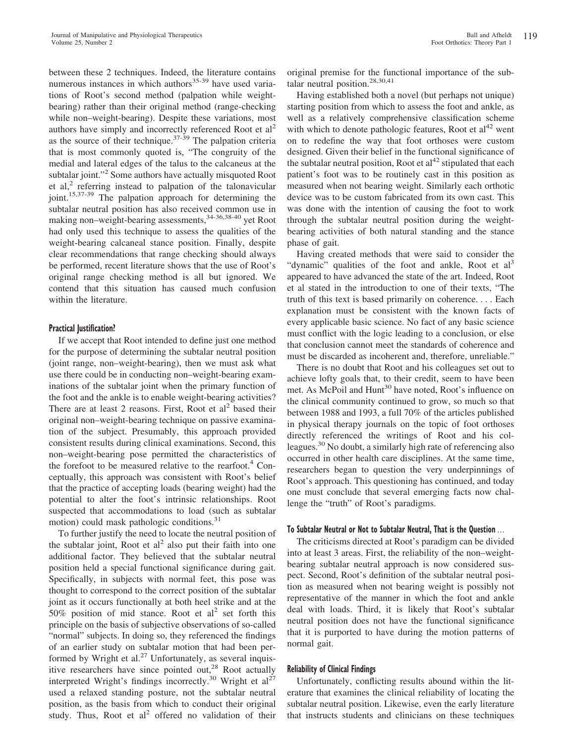between these 2 techniques. Indeed, the literature contains numerous instances in which authors[35-39] have used variations of Root's second method (palpation while weight-bearing) rather than their original method (range-checking while non–weight-bearing). Despite these variations, most authors have simply and incorrectly referenced Root et al[2] as the source of their technique.[37-39] The palpation criteria that is most commonly quoted is, "The congruity of the medial and lateral edges of the talus to the calcaneus at the subtalar joint."[2] Some authors have actually misquoted Root et al,[2] referring instead to palpation of the talonavicular joint.[15,37-39] The palpation approach for determining the subtalar neutral position has also received common use in making non–weight-bearing assessments,[34-36,38-40] yet Root had only used this technique to assess the qualities of the weight-bearing calcaneal stance position. Finally, despite clear recommendations that range checking should always be performed, recent literature shows that the use of Root's original range checking method is all but ignored. We contend that this situation has caused much confusion within the literature.

### Practical Justification?

If we accept that Root intended to define just one method for the purpose of determining the subtalar neutral position (joint range, non–weight-bearing), then we must ask what use there could be in conducting non–weight-bearing examinations of the subtalar joint when the primary function of the foot and the ankle is to enable weight-bearing activities? There are at least 2 reasons. First, Root et al[2] based their original non–weight-bearing technique on passive examination of the subject. Presumably, this approach provided consistent results during clinical examinations. Second, this non–weight-bearing pose permitted the characteristics of the forefoot to be measured relative to the rearfoot.[4] Conceptually, this approach was consistent with Root's belief that the practice of accepting loads (bearing weight) had the potential to alter the foot's intrinsic relationships. Root suspected that accommodations to load (such as subtalar motion) could mask pathologic conditions.[31]

To further justify the need to locate the neutral position of the subtalar joint, Root et al[2] also put their faith into one additional factor. They believed that the subtalar neutral position held a special functional significance during gait. Specifically, in subjects with normal feet, this pose was thought to correspond to the correct position of the subtalar joint as it occurs functionally at both heel strike and at the 50% position of mid stance. Root et al[2] set forth this principle on the basis of subjective observations of so-called "normal" subjects. In doing so, they referenced the findings of an earlier study on subtalar motion that had been performed by Wright et al.[27] Unfortunately, as several inquisitive researchers have since pointed out,[28] Root actually interpreted Wright's findings incorrectly.[30] Wright et al[27] used a relaxed standing posture, not the subtalar neutral position, as the basis from which to conduct their original study. Thus, Root et al[2] offered no validation of their original premise for the functional importance of the subtalar neutral position.[28,30,41]

Having established both a novel (but perhaps not unique) starting position from which to assess the foot and ankle, as well as a relatively comprehensive classification scheme with which to denote pathologic features, Root et al[42] went on to redefine the way that foot orthoses were custom designed. Given their belief in the functional significance of the subtalar neutral position, Root et al[42] stipulated that each patient's foot was to be routinely cast in this position as measured when not bearing weight. Similarly each orthotic device was to be custom fabricated from its own cast. This was done with the intention of causing the foot to work through the subtalar neutral position during the weight-bearing activities of both natural standing and the stance phase of gait.

Having created methods that were said to consider the "dynamic" qualities of the foot and ankle, Root et al[3] appeared to have advanced the state of the art. Indeed, Root et al stated in the introduction to one of their texts, "The truth of this text is based primarily on coherence. . . . Each explanation must be consistent with the known facts of every applicable basic science. No fact of any basic science must conflict with the logic leading to a conclusion, or else that conclusion cannot meet the standards of coherence and must be discarded as incoherent and, therefore, unreliable."

There is no doubt that Root and his colleagues set out to achieve lofty goals that, to their credit, seem to have been met. As McPoil and Hunt[30] have noted, Root's influence on the clinical community continued to grow, so much so that between 1988 and 1993, a full 70% of the articles published in physical therapy journals on the topic of foot orthoses directly referenced the writings of Root and his colleagues.[30] No doubt, a similarly high rate of referencing also occurred in other health care disciplines. At the same time, researchers began to question the very underpinnings of Root's approach. This questioning has continued, and today one must conclude that several emerging facts now challenge the "truth" of Root's paradigms.

### To Subtalar Neutral or Not to Subtalar Neutral, That is the Question ...

The criticisms directed at Root's paradigm can be divided into at least 3 areas. First, the reliability of the non–weight-bearing subtalar neutral approach is now considered suspect. Second, Root's definition of the subtalar neutral position as measured when not bearing weight is possibly not representative of the manner in which the foot and ankle deal with loads. Third, it is likely that Root's subtalar neutral position does not have the functional significance that it is purported to have during the motion patterns of normal gait.

### Reliability of Clinical Findings

Unfortunately, conflicting results abound within the literature that examines the clinical reliability of locating the subtalar neutral position. Likewise, even the early literature that instructs students and clinicians on these techniques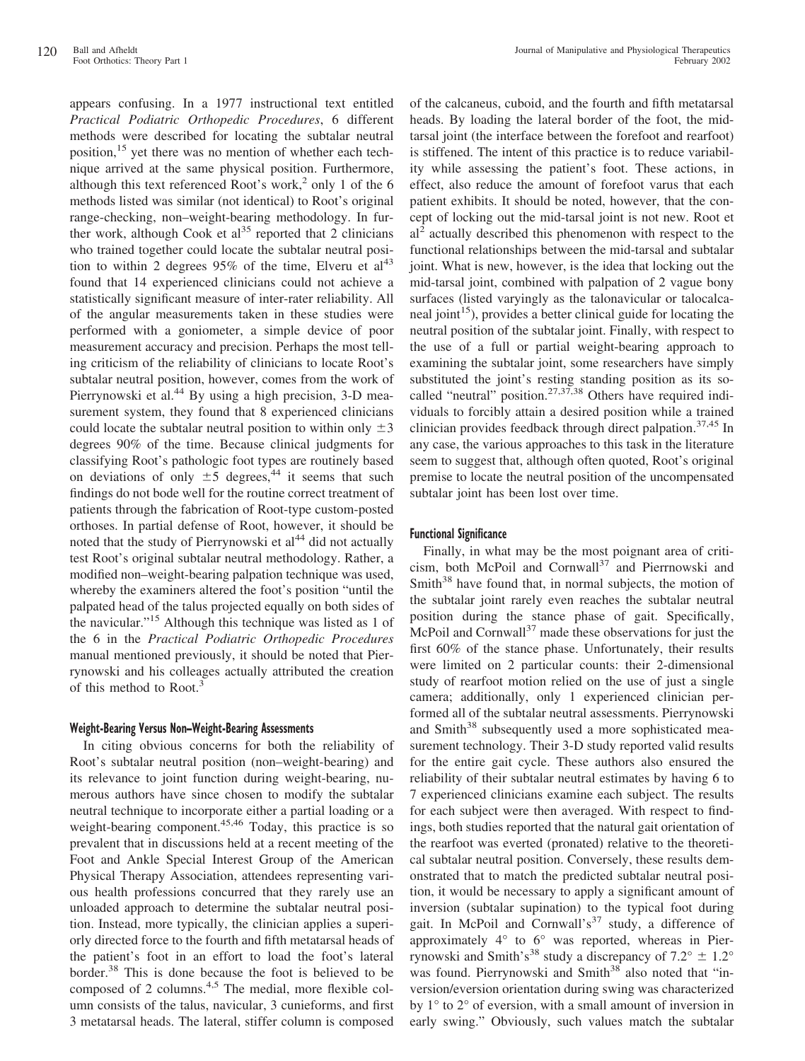appears confusing. In a 1977 instructional text entitled *Practical Podiatric Orthopedic Procedures*, 6 different methods were described for locating the subtalar neutral position,[15] yet there was no mention of whether each technique arrived at the same physical position. Furthermore, although this text referenced Root's work,[2] only 1 of the 6 methods listed was similar (not identical) to Root's original range-checking, non–weight-bearing methodology. In further work, although Cook et al[35] reported that 2 clinicians who trained together could locate the subtalar neutral position to within 2 degrees 95% of the time, Elveru et al[43] found that 14 experienced clinicians could not achieve a statistically significant measure of inter-rater reliability. All of the angular measurements taken in these studies were performed with a goniometer, a simple device of poor measurement accuracy and precision. Perhaps the most telling criticism of the reliability of clinicians to locate Root's subtalar neutral position, however, comes from the work of Pierrynowski et al.[44] By using a high precision, 3-D measurement system, they found that 8 experienced clinicians could locate the subtalar neutral position to within only $\pm 3$ degrees 90% of the time. Because clinical judgments for classifying Root's pathologic foot types are routinely based on deviations of only $\pm 5$ degrees,[44] it seems that such findings do not bode well for the routine correct treatment of patients through the fabrication of Root-type custom-posted orthoses. In partial defense of Root, however, it should be noted that the study of Pierrynowski et al[44] did not actually test Root's original subtalar neutral methodology. Rather, a modified non–weight-bearing palpation technique was used, whereby the examiners altered the foot's position "until the palpated head of the talus projected equally on both sides of the navicular."[15] Although this technique was listed as 1 of the 6 in the *Practical Podiatric Orthopedic Procedures* manual mentioned previously, it should be noted that Pierrynowski and his colleages actually attributed the creation of this method to Root.[3]

#### Weight-Bearing Versus Non–Weight-Bearing Assessments

In citing obvious concerns for both the reliability of Root's subtalar neutral position (non–weight-bearing) and its relevance to joint function during weight-bearing, numerous authors have since chosen to modify the subtalar neutral technique to incorporate either a partial loading or a weight-bearing component.[45,46] Today, this practice is so prevalent that in discussions held at a recent meeting of the Foot and Ankle Special Interest Group of the American Physical Therapy Association, attendees representing various health professions concurred that they rarely use an unloaded approach to determine the subtalar neutral position. Instead, more typically, the clinician applies a superiorly directed force to the fourth and fifth metatarsal heads of the patient's foot in an effort to load the foot's lateral border.[38] This is done because the foot is believed to be composed of 2 columns.[4,5] The medial, more flexible column consists of the talus, navicular, 3 cunieforms, and first 3 metatarsal heads. The lateral, stiffer column is composed of the calcaneus, cuboid, and the fourth and fifth metatarsal heads. By loading the lateral border of the foot, the midtarsal joint (the interface between the forefoot and rearfoot) is stiffened. The intent of this practice is to reduce variability while assessing the patient's foot. These actions, in effect, also reduce the amount of forefoot varus that each patient exhibits. It should be noted, however, that the concept of locking out the mid-tarsal joint is not new. Root et al[2] actually described this phenomenon with respect to the functional relationships between the mid-tarsal and subtalar joint. What is new, however, is the idea that locking out the mid-tarsal joint, combined with palpation of 2 vague bony surfaces (listed varyingly as the talonavicular or talocalcaneal joint[15]), provides a better clinical guide for locating the neutral position of the subtalar joint. Finally, with respect to the use of a full or partial weight-bearing approach to examining the subtalar joint, some researchers have simply substituted the joint's resting standing position as its so-called "neutral" position.[27,37,38] Others have required individuals to forcibly attain a desired position while a trained clinician provides feedback through direct palpation.[37,45] In any case, the various approaches to this task in the literature seem to suggest that, although often quoted, Root's original premise to locate the neutral position of the uncompensated subtalar joint has been lost over time.

#### Functional Significance

Finally, in what may be the most poignant area of criticism, both McPoil and Cornwall[37] and Pierrnowski and Smith[38] have found that, in normal subjects, the motion of the subtalar joint rarely even reaches the subtalar neutral position during the stance phase of gait. Specifically, McPoil and Cornwall[37] made these observations for just the first 60% of the stance phase. Unfortunately, their results were limited on 2 particular counts: their 2-dimensional study of rearfoot motion relied on the use of just a single camera; additionally, only 1 experienced clinician performed all of the subtalar neutral assessments. Pierrynowski and Smith[38] subsequently used a more sophisticated measurement technology. Their 3-D study reported valid results for the entire gait cycle. These authors also ensured the reliability of their subtalar neutral estimates by having 6 to 7 experienced clinicians examine each subject. The results for each subject were then averaged. With respect to findings, both studies reported that the natural gait orientation of the rearfoot was everted (pronated) relative to the theoretical subtalar neutral position. Conversely, these results demonstrated that to match the predicted subtalar neutral position, it would be necessary to apply a significant amount of inversion (subtalar supination) to the typical foot during gait. In McPoil and Cornwall's[37] study, a difference of approximately 4° to 6° was reported, whereas in Pierrynowski and Smith's[38] study a discrepancy of $7.2° \pm 1.2°$ was found. Pierrynowski and Smith[38] also noted that "inversion/eversion orientation during swing was characterized by 1° to 2° of eversion, with a small amount of inversion in early swing." Obviously, such values match the subtalar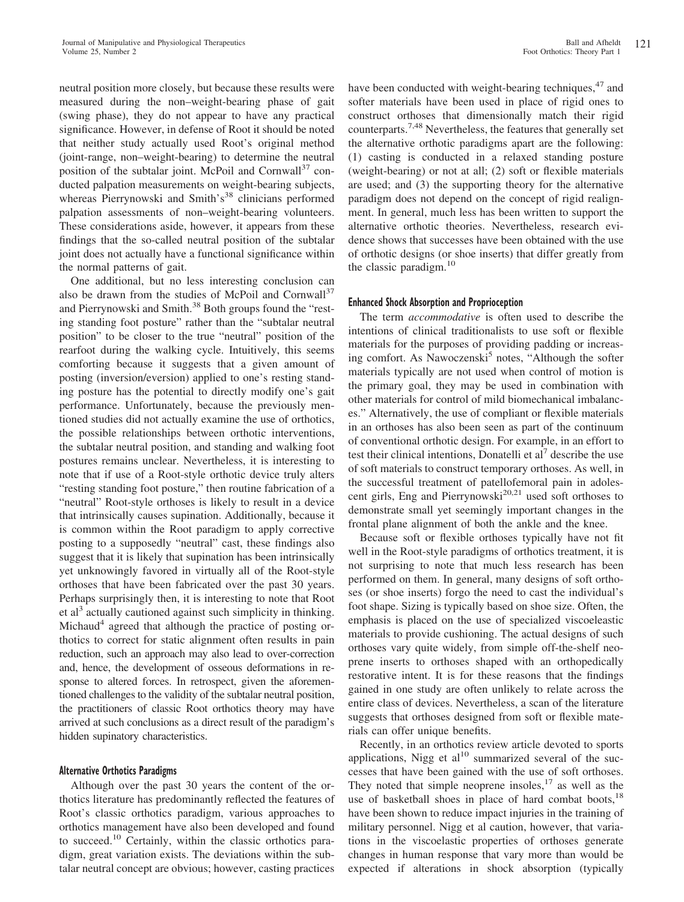neutral position more closely, but because these results were measured during the non–weight-bearing phase of gait (swing phase), they do not appear to have any practical significance. However, in defense of Root it should be noted that neither study actually used Root's original method (joint-range, non–weight-bearing) to determine the neutral position of the subtalar joint. McPoil and Cornwall[37] conducted palpation measurements on weight-bearing subjects, whereas Pierrynowski and Smith's[38] clinicians performed palpation assessments of non–weight-bearing volunteers. These considerations aside, however, it appears from these findings that the so-called neutral position of the subtalar joint does not actually have a functional significance within the normal patterns of gait.

One additional, but no less interesting conclusion can also be drawn from the studies of McPoil and Cornwall[37] and Pierrynowski and Smith.[38] Both groups found the "resting standing foot posture" rather than the "subtalar neutral position" to be closer to the true "neutral" position of the rearfoot during the walking cycle. Intuitively, this seems comforting because it suggests that a given amount of posting (inversion/eversion) applied to one's resting standing posture has the potential to directly modify one's gait performance. Unfortunately, because the previously mentioned studies did not actually examine the use of orthotics, the possible relationships between orthotic interventions, the subtalar neutral position, and standing and walking foot postures remains unclear. Nevertheless, it is interesting to note that if use of a Root-style orthotic device truly alters "resting standing foot posture," then routine fabrication of a "neutral" Root-style orthoses is likely to result in a device that intrinsically causes supination. Additionally, because it is common within the Root paradigm to apply corrective posting to a supposedly "neutral" cast, these findings also suggest that it is likely that supination has been intrinsically yet unknowingly favored in virtually all of the Root-style orthoses that have been fabricated over the past 30 years. Perhaps surprisingly then, it is interesting to note that Root et al[3] actually cautioned against such simplicity in thinking. Michaud[4] agreed that although the practice of posting orthotics to correct for static alignment often results in pain reduction, such an approach may also lead to over-correction and, hence, the development of osseous deformations in response to altered forces. In retrospect, given the aforementioned challenges to the validity of the subtalar neutral position, the practitioners of classic Root orthotics theory may have arrived at such conclusions as a direct result of the paradigm's hidden supinatory characteristics.

### Alternative Orthotics Paradigms

Although over the past 30 years the content of the orthotics literature has predominantly reflected the features of Root's classic orthotics paradigm, various approaches to orthotics management have also been developed and found to succeed.[10] Certainly, within the classic orthotics paradigm, great variation exists. The deviations within the subtalar neutral concept are obvious; however, casting practices have been conducted with weight-bearing techniques,[47] and softer materials have been used in place of rigid ones to construct orthoses that dimensionally match their rigid counterparts.[7,48] Nevertheless, the features that generally set the alternative orthotic paradigms apart are the following: (1) casting is conducted in a relaxed standing posture (weight-bearing) or not at all; (2) soft or flexible materials are used; and (3) the supporting theory for the alternative paradigm does not depend on the concept of rigid realignment. In general, much less has been written to support the alternative orthotic theories. Nevertheless, research evidence shows that successes have been obtained with the use of orthotic designs (or shoe inserts) that differ greatly from the classic paradigm.[10]

### Enhanced Shock Absorption and Proprioception

The term *accommodative* is often used to describe the intentions of clinical traditionalists to use soft or flexible materials for the purposes of providing padding or increasing comfort. As Nawoczenski[5] notes, "Although the softer materials typically are not used when control of motion is the primary goal, they may be used in combination with other materials for control of mild biomechanical imbalances." Alternatively, the use of compliant or flexible materials in an orthoses has also been seen as part of the continuum of conventional orthotic design. For example, in an effort to test their clinical intentions, Donatelli et al[7] describe the use of soft materials to construct temporary orthoses. As well, in the successful treatment of patellofemoral pain in adolescent girls, Eng and Pierrynowski[20,21] used soft orthoses to demonstrate small yet seemingly important changes in the frontal plane alignment of both the ankle and the knee.

Because soft or flexible orthoses typically have not fit well in the Root-style paradigms of orthotics treatment, it is not surprising to note that much less research has been performed on them. In general, many designs of soft orthoses (or shoe inserts) forgo the need to cast the individual's foot shape. Sizing is typically based on shoe size. Often, the emphasis is placed on the use of specialized viscoeleastic materials to provide cushioning. The actual designs of such orthoses vary quite widely, from simple off-the-shelf neoprene inserts to orthoses shaped with an orthopedically restorative intent. It is for these reasons that the findings gained in one study are often unlikely to relate across the entire class of devices. Nevertheless, a scan of the literature suggests that orthoses designed from soft or flexible materials can offer unique benefits.

Recently, in an orthotics review article devoted to sports applications, Nigg et al[10] summarized several of the successes that have been gained with the use of soft orthoses. They noted that simple neoprene insoles,[17] as well as the use of basketball shoes in place of hard combat boots,[18] have been shown to reduce impact injuries in the training of military personnel. Nigg et al caution, however, that variations in the viscoelastic properties of orthoses generate changes in human response that vary more than would be expected if alterations in shock absorption (typically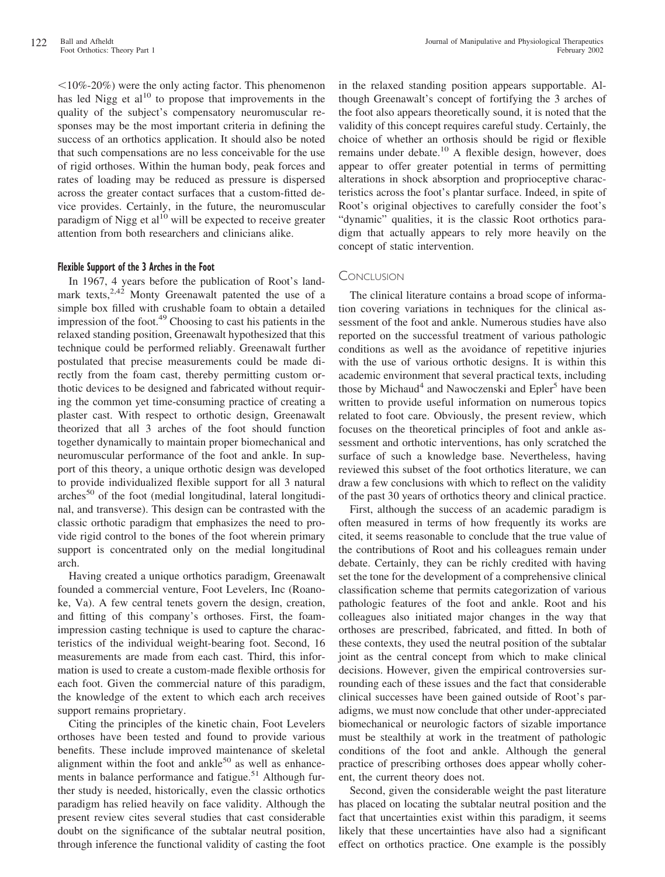<10%-20%) were the only acting factor. This phenomenon has led Nigg et al[10] to propose that improvements in the quality of the subject's compensatory neuromuscular responses may be the most important criteria in defining the success of an orthotics application. It should also be noted that such compensations are no less conceivable for the use of rigid orthoses. Within the human body, peak forces and rates of loading may be reduced as pressure is dispersed across the greater contact surfaces that a custom-fitted device provides. Certainly, in the future, the neuromuscular paradigm of Nigg et al[10] will be expected to receive greater attention from both researchers and clinicians alike.

### Flexible Support of the 3 Arches in the Foot

In 1967, 4 years before the publication of Root's landmark texts,[2,42] Monty Greenawalt patented the use of a simple box filled with crushable foam to obtain a detailed impression of the foot.[49] Choosing to cast his patients in the relaxed standing position, Greenawalt hypothesized that this technique could be performed reliably. Greenawalt further postulated that precise measurements could be made directly from the foam cast, thereby permitting custom orthotic devices to be designed and fabricated without requiring the common yet time-consuming practice of creating a plaster cast. With respect to orthotic design, Greenawalt theorized that all 3 arches of the foot should function together dynamically to maintain proper biomechanical and neuromuscular performance of the foot and ankle. In support of this theory, a unique orthotic design was developed to provide individualized flexible support for all 3 natural arches[50] of the foot (medial longitudinal, lateral longitudinal, and transverse). This design can be contrasted with the classic orthotic paradigm that emphasizes the need to provide rigid control to the bones of the foot wherein primary support is concentrated only on the medial longitudinal arch.

Having created a unique orthotics paradigm, Greenawalt founded a commercial venture, Foot Levelers, Inc (Roanoke, Va). A few central tenets govern the design, creation, and fitting of this company's orthoses. First, the foam-impression casting technique is used to capture the characteristics of the individual weight-bearing foot. Second, 16 measurements are made from each cast. Third, this information is used to create a custom-made flexible orthosis for each foot. Given the commercial nature of this paradigm, the knowledge of the extent to which each arch receives support remains proprietary.

Citing the principles of the kinetic chain, Foot Levelers orthoses have been tested and found to provide various benefits. These include improved maintenance of skeletal alignment within the foot and ankle[50] as well as enhancements in balance performance and fatigue.[51] Although further study is needed, historically, even the classic orthotics paradigm has relied heavily on face validity. Although the present review cites several studies that cast considerable doubt on the significance of the subtalar neutral position, through inference the functional validity of casting the foot in the relaxed standing position appears supportable. Although Greenawalt's concept of fortifying the 3 arches of the foot also appears theoretically sound, it is noted that the validity of this concept requires careful study. Certainly, the choice of whether an orthosis should be rigid or flexible remains under debate.[10] A flexible design, however, does appear to offer greater potential in terms of permitting alterations in shock absorption and proprioceptive characteristics across the foot's plantar surface. Indeed, in spite of Root's original objectives to carefully consider the foot's "dynamic" qualities, it is the classic Root orthotics paradigm that actually appears to rely more heavily on the concept of static intervention.

## Conclusion

The clinical literature contains a broad scope of information covering variations in techniques for the clinical assessment of the foot and ankle. Numerous studies have also reported on the successful treatment of various pathologic conditions as well as the avoidance of repetitive injuries with the use of various orthotic designs. It is within this academic environment that several practical texts, including those by Michaud[4] and Nawoczenski and Epler[5] have been written to provide useful information on numerous topics related to foot care. Obviously, the present review, which focuses on the theoretical principles of foot and ankle assessment and orthotic interventions, has only scratched the surface of such a knowledge base. Nevertheless, having reviewed this subset of the foot orthotics literature, we can draw a few conclusions with which to reflect on the validity of the past 30 years of orthotics theory and clinical practice.

First, although the success of an academic paradigm is often measured in terms of how frequently its works are cited, it seems reasonable to conclude that the true value of the contributions of Root and his colleagues remain under debate. Certainly, they can be richly credited with having set the tone for the development of a comprehensive clinical classification scheme that permits categorization of various pathologic features of the foot and ankle. Root and his colleagues also initiated major changes in the way that orthoses are prescribed, fabricated, and fitted. In both of these contexts, they used the neutral position of the subtalar joint as the central concept from which to make clinical decisions. However, given the empirical controversies surrounding each of these issues and the fact that considerable clinical successes have been gained outside of Root's paradigms, we must now conclude that other under-appreciated biomechanical or neurologic factors of sizable importance must be stealthily at work in the treatment of pathologic conditions of the foot and ankle. Although the general practice of prescribing orthoses does appear wholly coherent, the current theory does not.

Second, given the considerable weight the past literature has placed on locating the subtalar neutral position and the fact that uncertainties exist within this paradigm, it seems likely that these uncertainties have also had a significant effect on orthotics practice. One example is the possibly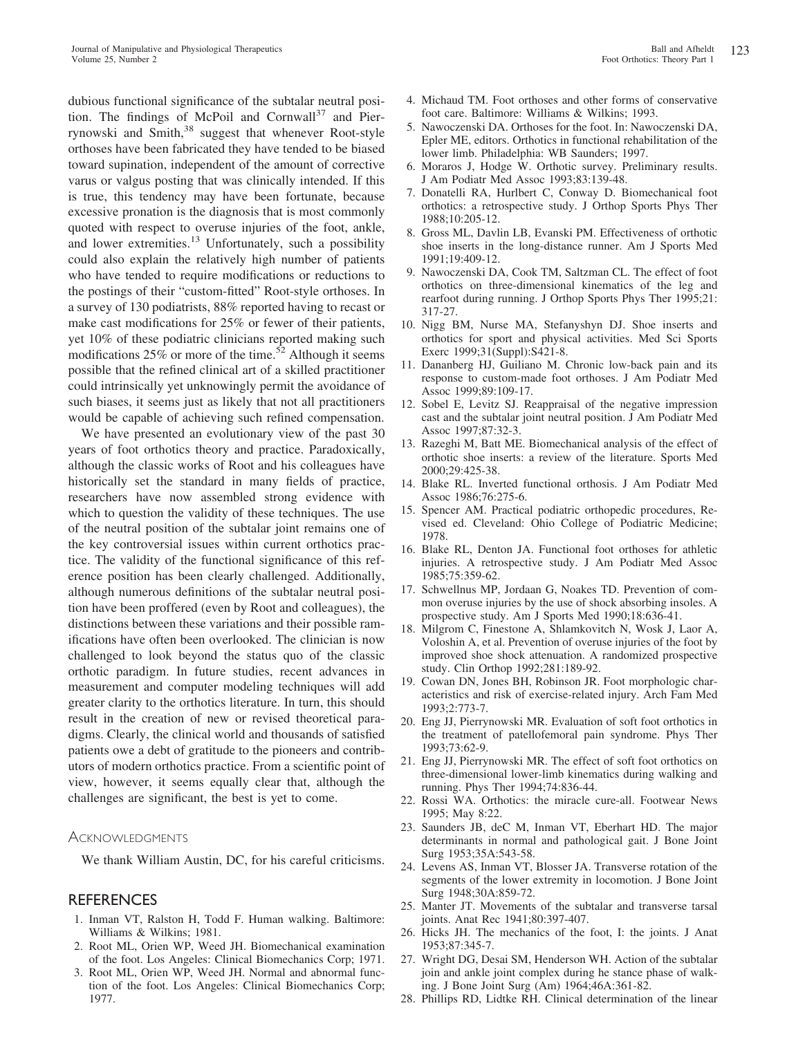dubious functional significance of the subtalar neutral position. The findings of McPoil and Cornwall[37] and Pierrynowski and Smith,[38] suggest that whenever Root-style orthoses have been fabricated they have tended to be biased toward supination, independent of the amount of corrective varus or valgus posting that was clinically intended. If this is true, this tendency may have been fortunate, because excessive pronation is the diagnosis that is most commonly quoted with respect to overuse injuries of the foot, ankle, and lower extremities.[13] Unfortunately, such a possibility could also explain the relatively high number of patients who have tended to require modifications or reductions to the postings of their "custom-fitted" Root-style orthoses. In a survey of 130 podiatrists, 88% reported having to recast or make cast modifications for 25% or fewer of their patients, yet 10% of these podiatric clinicians reported making such modifications 25% or more of the time.[52] Although it seems possible that the refined clinical art of a skilled practitioner could intrinsically yet unknowingly permit the avoidance of such biases, it seems just as likely that not all practitioners would be capable of achieving such refined compensation.

We have presented an evolutionary view of the past 30 years of foot orthotics theory and practice. Paradoxically, although the classic works of Root and his colleagues have historically set the standard in many fields of practice, researchers have now assembled strong evidence with which to question the validity of these techniques. The use of the neutral position of the subtalar joint remains one of the key controversial issues within current orthotics practice. The validity of the functional significance of this reference position has been clearly challenged. Additionally, although numerous definitions of the subtalar neutral position have been proffered (even by Root and colleagues), the distinctions between these variations and their possible ramifications have often been overlooked. The clinician is now challenged to look beyond the status quo of the classic orthotic paradigm. In future studies, recent advances in measurement and computer modeling techniques will add greater clarity to the orthotics literature. In turn, this should result in the creation of new or revised theoretical paradigms. Clearly, the clinical world and thousands of satisfied patients owe a debt of gratitude to the pioneers and contributors of modern orthotics practice. From a scientific point of view, however, it seems equally clear that, although the challenges are significant, the best is yet to come.

## Acknowledgments

We thank William Austin, DC, for his careful criticisms.

## References

1. Inman VT, Ralston H, Todd F. Human walking. Baltimore: Williams & Wilkins; 1981.
2. Root ML, Orien WP, Weed JH. Biomechanical examination of the foot. Los Angeles: Clinical Biomechanics Corp; 1971.
3. Root ML, Orien WP, Weed JH. Normal and abnormal function of the foot. Los Angeles: Clinical Biomechanics Corp; 1977.
4. Michaud TM. Foot orthoses and other forms of conservative foot care. Baltimore: Williams & Wilkins; 1993.
5. Nawoczenski DA. Orthoses for the foot. In: Nawoczenski DA, Epler ME, editors. Orthotics in functional rehabilitation of the lower limb. Philadelphia: WB Saunders; 1997.
6. Moraros J, Hodge W. Orthotic survey. Preliminary results. J Am Podiatr Med Assoc 1993;83:139-48.
7. Donatelli RA, Hurlbert C, Conway D. Biomechanical foot orthotics: a retrospective study. J Orthop Sports Phys Ther 1988;10:205-12.
8. Gross ML, Davlin LB, Evanski PM. Effectiveness of orthotic shoe inserts in the long-distance runner. Am J Sports Med 1991;19:409-12.
9. Nawoczenski DA, Cook TM, Saltzman CL. The effect of foot orthotics on three-dimensional kinematics of the leg and rearfoot during running. J Orthop Sports Phys Ther 1995;21:317-27.
10. Nigg BM, Nurse MA, Stefanyshyn DJ. Shoe inserts and orthotics for sport and physical activities. Med Sci Sports Exerc 1999;31(Suppl):S421-8.
11. Dananberg HJ, Guiliano M. Chronic low-back pain and its response to custom-made foot orthoses. J Am Podiatr Med Assoc 1999;89:109-17.
12. Sobel E, Levitz SJ. Reappraisal of the negative impression cast and the subtalar joint neutral position. J Am Podiatr Med Assoc 1997;87:32-3.
13. Razeghi M, Batt ME. Biomechanical analysis of the effect of orthotic shoe inserts: a review of the literature. Sports Med 2000;29:425-38.
14. Blake RL. Inverted functional orthosis. J Am Podiatr Med Assoc 1986;76:275-6.
15. Spencer AM. Practical podiatric orthopedic procedures, Revised ed. Cleveland: Ohio College of Podiatric Medicine; 1978.
16. Blake RL, Denton JA. Functional foot orthoses for athletic injuries. A retrospective study. J Am Podiatr Med Assoc 1985;75:359-62.
17. Schwellnus MP, Jordaan G, Noakes TD. Prevention of common overuse injuries by the use of shock absorbing insoles. A prospective study. Am J Sports Med 1990;18:636-41.
18. Milgrom C, Finestone A, Shlamkovitch N, Wosk J, Laor A, Voloshin A, et al. Prevention of overuse injuries of the foot by improved shoe shock attenuation. A randomized prospective study. Clin Orthop 1992;281:189-92.
19. Cowan DN, Jones BH, Robinson JR. Foot morphologic characteristics and risk of exercise-related injury. Arch Fam Med 1993;2:773-7.
20. Eng JJ, Pierrynowski MR. Evaluation of soft foot orthotics in the treatment of patellofemoral pain syndrome. Phys Ther 1993;73:62-9.
21. Eng JJ, Pierrynowski MR. The effect of soft foot orthotics on three-dimensional lower-limb kinematics during walking and running. Phys Ther 1994;74:836-44.
22. Rossi WA. Orthotics: the miracle cure-all. Footwear News 1995; May 8:22.
23. Saunders JB, deC M, Inman VT, Eberhart HD. The major determinants in normal and pathological gait. J Bone Joint Surg 1953;35A:543-58.
24. Levens AS, Inman VT, Blosser JA. Transverse rotation of the segments of the lower extremity in locomotion. J Bone Joint Surg 1948;30A:859-72.
25. Manter JT. Movements of the subtalar and transverse tarsal joints. Anat Rec 1941;80:397-407.
26. Hicks JH. The mechanics of the foot, I: the joints. J Anat 1953;87:345-7.
27. Wright DG, Desai SM, Henderson WH. Action of the subtalar join and ankle joint complex during he stance phase of walking. J Bone Joint Surg (Am) 1964;46A:361-82.
28. Phillips RD, Lidtke RH. Clinical determination of the linear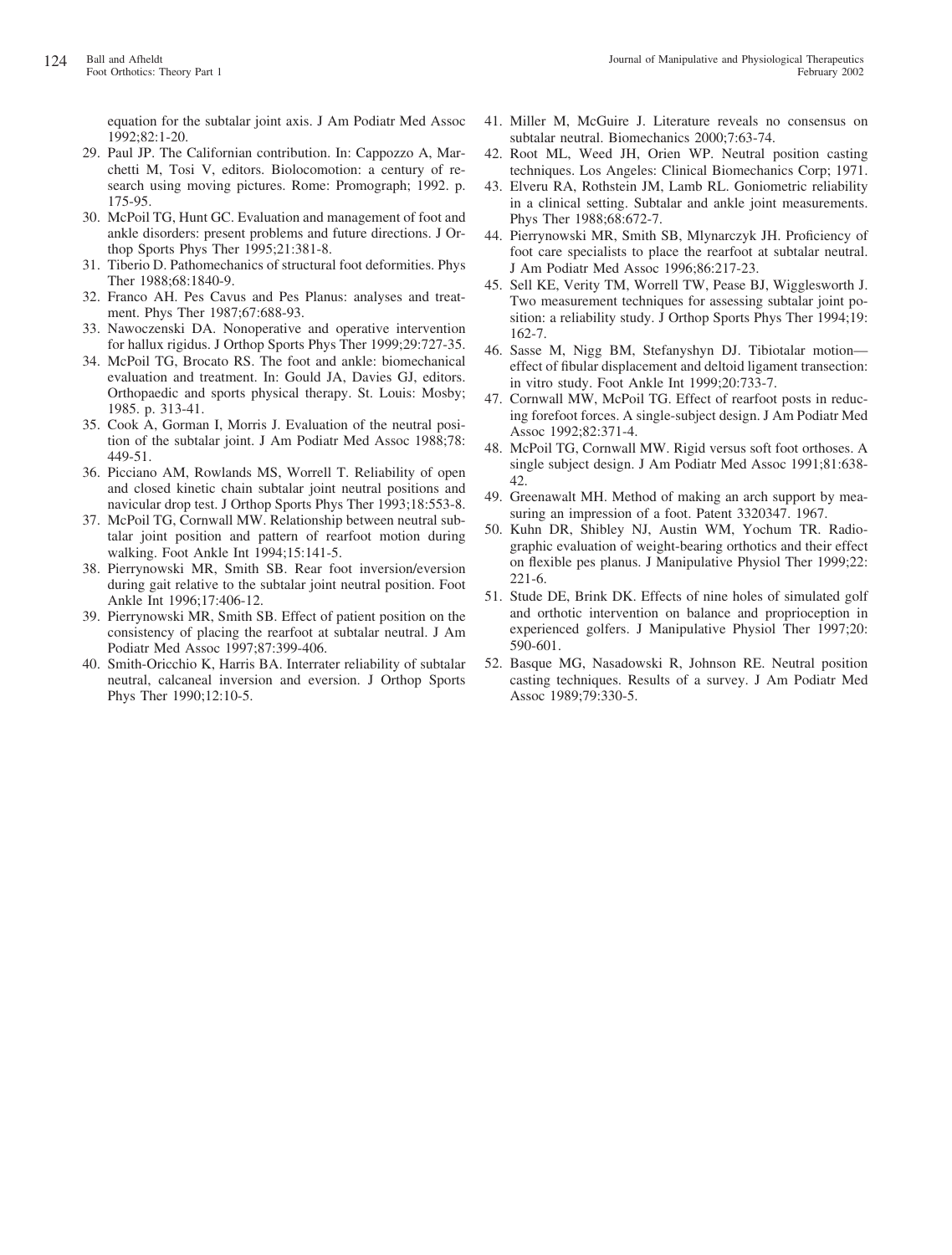equation for the subtalar joint axis. J Am Podiatr Med Assoc 1992;82:1-20.

29. Paul JP. The Californian contribution. In: Cappozzo A, Marchetti M, Tosi V, editors. Biolocomotion: a century of research using moving pictures. Rome: Promograph; 1992. p. 175-95.
30. McPoil TG, Hunt GC. Evaluation and management of foot and ankle disorders: present problems and future directions. J Orthop Sports Phys Ther 1995;21:381-8.
31. Tiberio D. Pathomechanics of structural foot deformities. Phys Ther 1988;68:1840-9.
32. Franco AH. Pes Cavus and Pes Planus: analyses and treatment. Phys Ther 1987;67:688-93.
33. Nawoczenski DA. Nonoperative and operative intervention for hallux rigidus. J Orthop Sports Phys Ther 1999;29:727-35.
34. McPoil TG, Brocato RS. The foot and ankle: biomechanical evaluation and treatment. In: Gould JA, Davies GJ, editors. Orthopaedic and sports physical therapy. St. Louis: Mosby; 1985. p. 313-41.
35. Cook A, Gorman I, Morris J. Evaluation of the neutral position of the subtalar joint. J Am Podiatr Med Assoc 1988;78: 449-51.
36. Picciano AM, Rowlands MS, Worrell T. Reliability of open and closed kinetic chain subtalar joint neutral positions and navicular drop test. J Orthop Sports Phys Ther 1993;18:553-8.
37. McPoil TG, Cornwall MW. Relationship between neutral subtalar joint position and pattern of rearfoot motion during walking. Foot Ankle Int 1994;15:141-5.
38. Pierrynowski MR, Smith SB. Rear foot inversion/eversion during gait relative to the subtalar joint neutral position. Foot Ankle Int 1996;17:406-12.
39. Pierrynowski MR, Smith SB. Effect of patient position on the consistency of placing the rearfoot at subtalar neutral. J Am Podiatr Med Assoc 1997;87:399-406.
40. Smith-Oricchio K, Harris BA. Interrater reliability of subtalar neutral, calcaneal inversion and eversion. J Orthop Sports Phys Ther 1990;12:10-5.
41. Miller M, McGuire J. Literature reveals no consensus on subtalar neutral. Biomechanics 2000;7:63-74.
42. Root ML, Weed JH, Orien WP. Neutral position casting techniques. Los Angeles: Clinical Biomechanics Corp; 1971.
43. Elveru RA, Rothstein JM, Lamb RL. Goniometric reliability in a clinical setting. Subtalar and ankle joint measurements. Phys Ther 1988;68:672-7.
44. Pierrynowski MR, Smith SB, Mlynarczyk JH. Proficiency of foot care specialists to place the rearfoot at subtalar neutral. J Am Podiatr Med Assoc 1996;86:217-23.
45. Sell KE, Verity TM, Worrell TW, Pease BJ, Wigglesworth J. Two measurement techniques for assessing subtalar joint position: a reliability study. J Orthop Sports Phys Ther 1994;19: 162-7.
46. Sasse M, Nigg BM, Stefanyshyn DJ. Tibiotalar motion—effect of fibular displacement and deltoid ligament transection: in vitro study. Foot Ankle Int 1999;20:733-7.
47. Cornwall MW, McPoil TG. Effect of rearfoot posts in reducing forefoot forces. A single-subject design. J Am Podiatr Med Assoc 1992;82:371-4.
48. McPoil TG, Cornwall MW. Rigid versus soft foot orthoses. A single subject design. J Am Podiatr Med Assoc 1991;81:638-42.
49. Greenawalt MH. Method of making an arch support by measuring an impression of a foot. Patent 3320347. 1967.
50. Kuhn DR, Shibley NJ, Austin WM, Yochum TR. Radiographic evaluation of weight-bearing orthotics and their effect on flexible pes planus. J Manipulative Physiol Ther 1999;22: 221-6.
51. Stude DE, Brink DK. Effects of nine holes of simulated golf and orthotic intervention on balance and proprioception in experienced golfers. J Manipulative Physiol Ther 1997;20: 590-601.
52. Basque MG, Nasadowski R, Johnson RE. Neutral position casting techniques. Results of a survey. J Am Podiatr Med Assoc 1989;79:330-5.